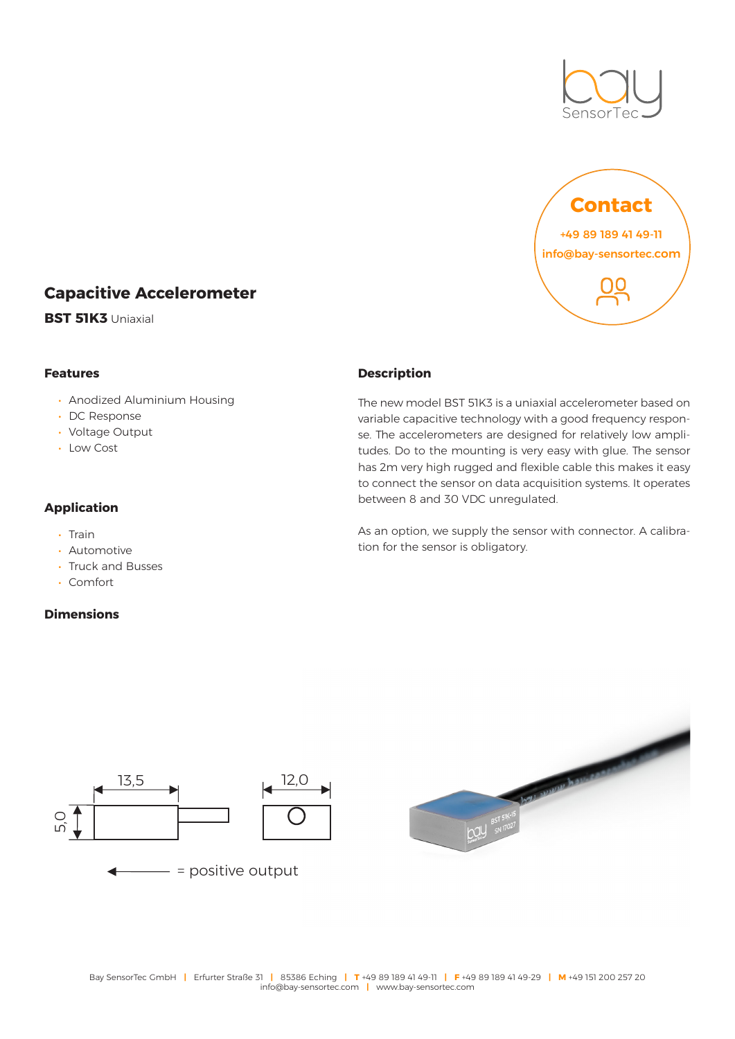## Contact

+49 89 189 41 49-11

info@bay-sensortec.com

# Capacitive Accelerometer

**BST 51K3** Uniaxial

### Features

- Anodized Aluminium Housing
- DC Response
- Voltage Output
- Low Cost

### Application

- Train
- Automotive
- Truck and Busses
- Comfort

### Dimensions

13,5

12,0

5,0

= positive output

### Description

The new model BST 51K3 is a uniaxial accelerometer based on variable capacitive technology with a good frequency response. The accelerometers are designed for relatively low amplitudes. Do to the mounting is very easy with glue. The sensor has 2m very high rugged and flexible cable this makes it easy to connect the sensor on data acquisition systems. It operates between 8 and 30 VDC unregulated.

As an option, we supply the sensor with connector. A calibration for the sensor is obligatory.

Bay SensorTec GmbH | Erfurter Straße 31 | 85386 Eching | T +49 89 189 41 49-11 | F +49 89 189 41 49-29 | M +49 151 200 257 20
info@bay-sensortec.com | www.bay-sensortec.com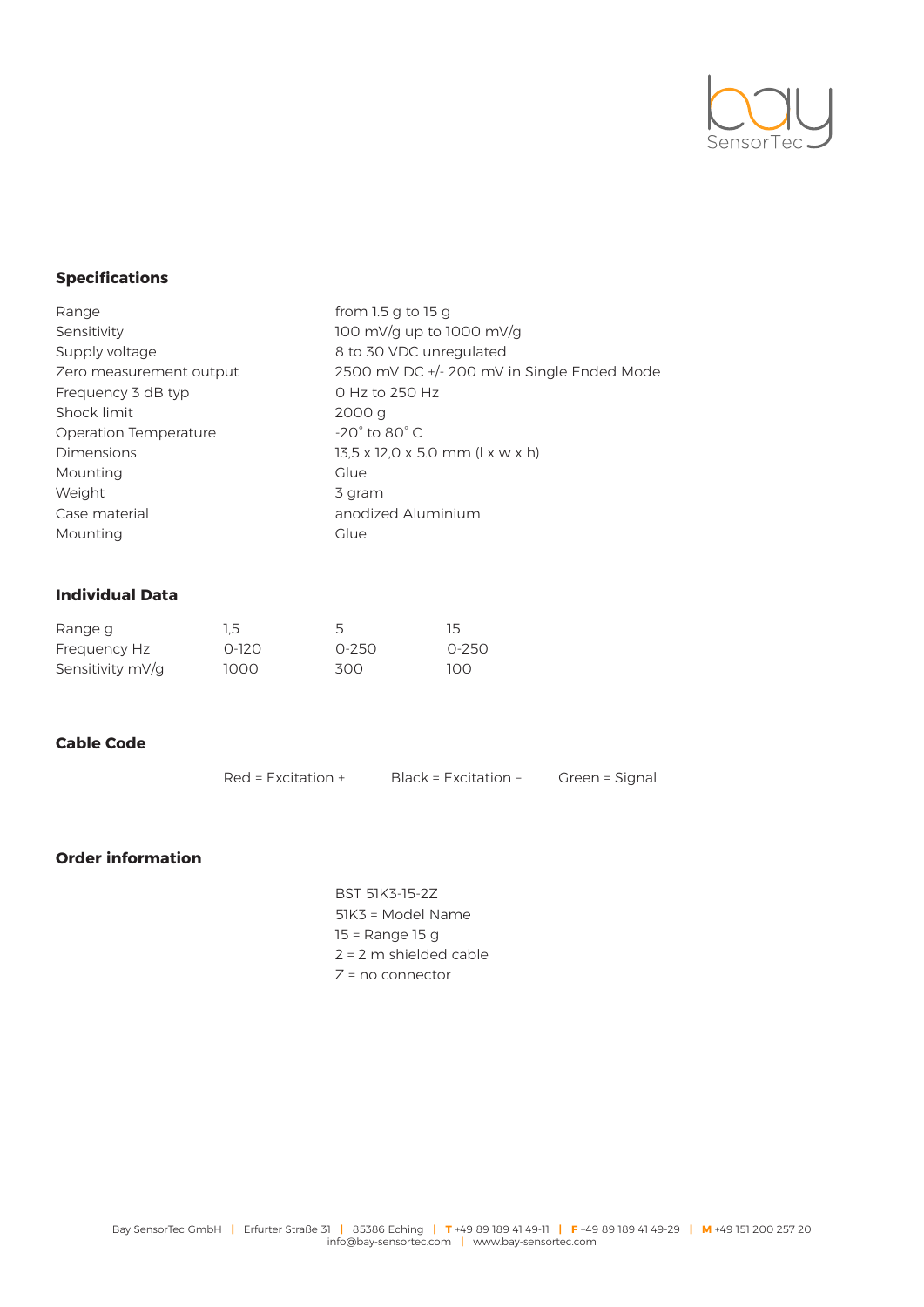## Specifications

| | |
|---|---|
| Range | from 1.5 g to 15 g |
| Sensitivity | 100 mV/g up to 1000 mV/g |
| Supply voltage | 8 to 30 VDC unregulated |
| Zero measurement output | 2500 mV DC +/- 200 mV in Single Ended Mode |
| Frequency 3 dB typ | 0 Hz to 250 Hz |
| Shock limit | 2000 g |
| Operation Temperature | -20° to 80° C |
| Dimensions | 13,5 x 12,0 x 5.0 mm (l x w x h) |
| Mounting | Glue |
| Weight | 3 gram |
| Case material | anodized Aluminium |
| Mounting | Glue |

## Individual Data

| | | | |
|---|---|---|---|
| Range g | 1,5 | 5 | 15 |
| Frequency Hz | 0-120 | 0-250 | 0-250 |
| Sensitivity mV/g | 1000 | 300 | 100 |

## Cable Code

Red = Excitation + Black = Excitation – Green = Signal

## Order information

BST 51K3-15-2Z
51K3 = Model Name
15 = Range 15 g
2 = 2 m shielded cable
Z = no connector

Bay SensorTec GmbH | Erfurter Straße 31 | 85386 Eching | T +49 89 189 41 49-11 | F +49 89 189 41 49-29 | M +49 151 200 257 20
info@bay-sensortec.com | www.bay-sensortec.com